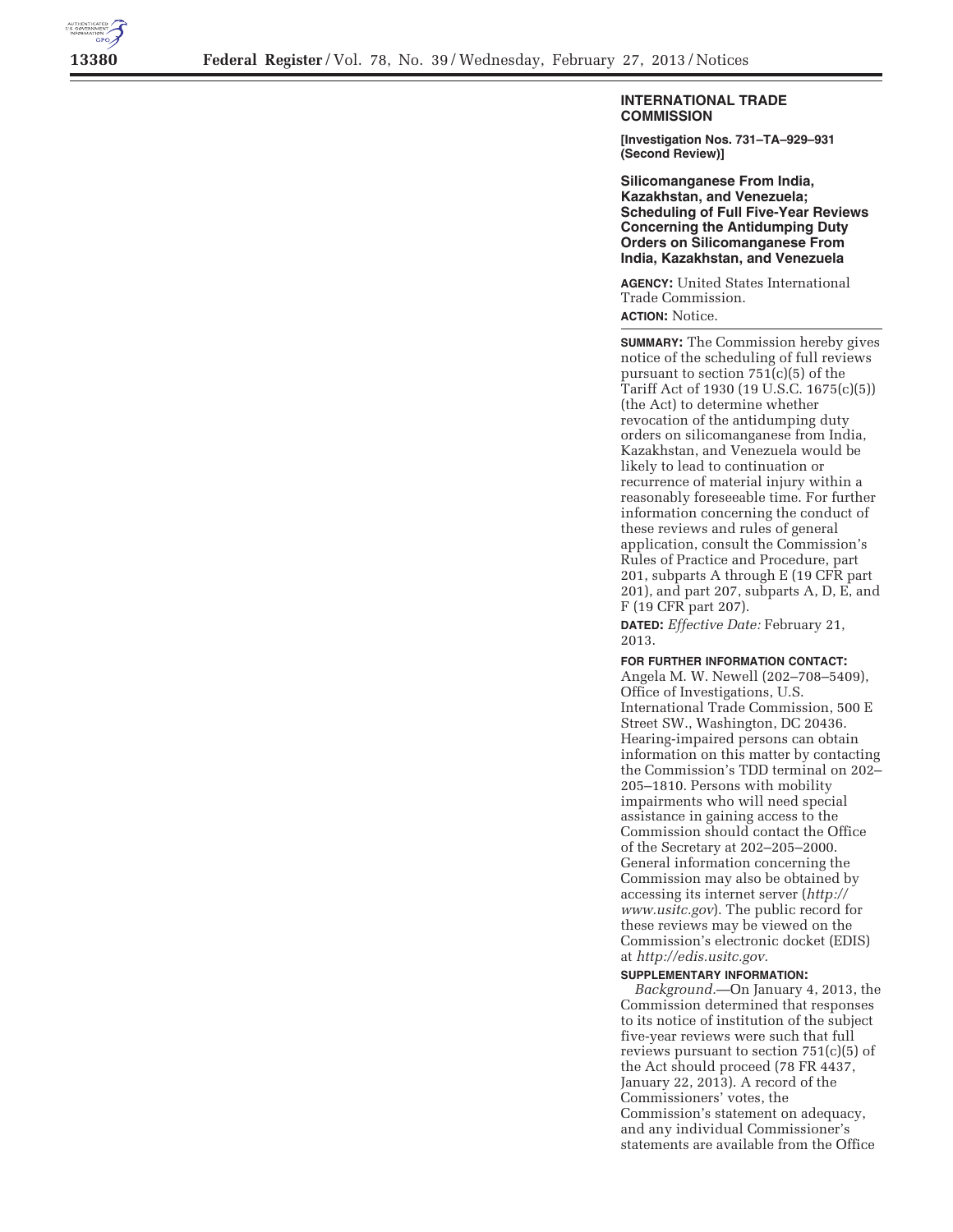## INTERNATIONAL TRADE COMMISSION

**[Investigation Nos. 731–TA–929–931 (Second Review)]**

### Silicomanganese From India, Kazakhstan, and Venezuela; Scheduling of Full Five-Year Reviews Concerning the Antidumping Duty Orders on Silicomanganese From India, Kazakhstan, and Venezuela

**AGENCY:** United States International Trade Commission.

**ACTION:** Notice.

---

**SUMMARY:** The Commission hereby gives notice of the scheduling of full reviews pursuant to section 751(c)(5) of the Tariff Act of 1930 (19 U.S.C. 1675(c)(5)) (the Act) to determine whether revocation of the antidumping duty orders on silicomanganese from India, Kazakhstan, and Venezuela would be likely to lead to continuation or recurrence of material injury within a reasonably foreseeable time. For further information concerning the conduct of these reviews and rules of general application, consult the Commission's Rules of Practice and Procedure, part 201, subparts A through E (19 CFR part 201), and part 207, subparts A, D, E, and F (19 CFR part 207).

**DATED:** *Effective Date:* February 21, 2013.

**FOR FURTHER INFORMATION CONTACT:** Angela M. W. Newell (202–708–5409), Office of Investigations, U.S. International Trade Commission, 500 E Street SW., Washington, DC 20436. Hearing-impaired persons can obtain information on this matter by contacting the Commission's TDD terminal on 202–205–1810. Persons with mobility impairments who will need special assistance in gaining access to the Commission should contact the Office of the Secretary at 202–205–2000. General information concerning the Commission may also be obtained by accessing its internet server (*http://www.usitc.gov*). The public record for these reviews may be viewed on the Commission's electronic docket (EDIS) at *http://edis.usitc.gov.*

**SUPPLEMENTARY INFORMATION:**

*Background.*—On January 4, 2013, the Commission determined that responses to its notice of institution of the subject five-year reviews were such that full reviews pursuant to section 751(c)(5) of the Act should proceed (78 FR 4437, January 22, 2013). A record of the Commissioners' votes, the Commission's statement on adequacy, and any individual Commissioner's statements are available from the Office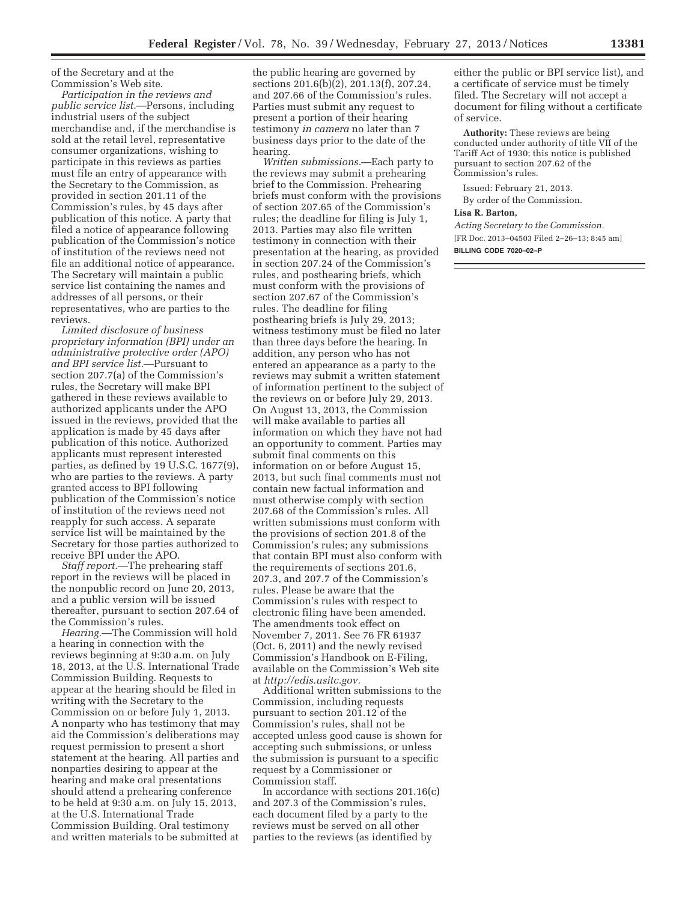of the Secretary and at the Commission's Web site.

*Participation in the reviews and public service list.*—Persons, including industrial users of the subject merchandise and, if the merchandise is sold at the retail level, representative consumer organizations, wishing to participate in this reviews as parties must file an entry of appearance with the Secretary to the Commission, as provided in section 201.11 of the Commission's rules, by 45 days after publication of this notice. A party that filed a notice of appearance following publication of the Commission's notice of institution of the reviews need not file an additional notice of appearance. The Secretary will maintain a public service list containing the names and addresses of all persons, or their representatives, who are parties to the reviews.

*Limited disclosure of business proprietary information (BPI) under an administrative protective order (APO) and BPI service list.*—Pursuant to section 207.7(a) of the Commission's rules, the Secretary will make BPI gathered in these reviews available to authorized applicants under the APO issued in the reviews, provided that the application is made by 45 days after publication of this notice. Authorized applicants must represent interested parties, as defined by 19 U.S.C. 1677(9), who are parties to the reviews. A party granted access to BPI following publication of the Commission's notice of institution of the reviews need not reapply for such access. A separate service list will be maintained by the Secretary for those parties authorized to receive BPI under the APO.

*Staff report.*—The prehearing staff report in the reviews will be placed in the nonpublic record on June 20, 2013, and a public version will be issued thereafter, pursuant to section 207.64 of the Commission's rules.

*Hearing.*—The Commission will hold a hearing in connection with the reviews beginning at 9:30 a.m. on July 18, 2013, at the U.S. International Trade Commission Building. Requests to appear at the hearing should be filed in writing with the Secretary to the Commission on or before July 1, 2013. A nonparty who has testimony that may aid the Commission's deliberations may request permission to present a short statement at the hearing. All parties and nonparties desiring to appear at the hearing and make oral presentations should attend a prehearing conference to be held at 9:30 a.m. on July 15, 2013, at the U.S. International Trade Commission Building. Oral testimony and written materials to be submitted at the public hearing are governed by sections 201.6(b)(2), 201.13(f), 207.24, and 207.66 of the Commission's rules. Parties must submit any request to present a portion of their hearing testimony *in camera* no later than 7 business days prior to the date of the hearing.

*Written submissions.*—Each party to the reviews may submit a prehearing brief to the Commission. Prehearing briefs must conform with the provisions of section 207.65 of the Commission's rules; the deadline for filing is July 1, 2013. Parties may also file written testimony in connection with their presentation at the hearing, as provided in section 207.24 of the Commission's rules, and posthearing briefs, which must conform with the provisions of section 207.67 of the Commission's rules. The deadline for filing posthearing briefs is July 29, 2013; witness testimony must be filed no later than three days before the hearing. In addition, any person who has not entered an appearance as a party to the reviews may submit a written statement of information pertinent to the subject of the reviews on or before July 29, 2013. On August 13, 2013, the Commission will make available to parties all information on which they have not had an opportunity to comment. Parties may submit final comments on this information on or before August 15, 2013, but such final comments must not contain new factual information and must otherwise comply with section 207.68 of the Commission's rules. All written submissions must conform with the provisions of section 201.8 of the Commission's rules; any submissions that contain BPI must also conform with the requirements of sections 201.6, 207.3, and 207.7 of the Commission's rules. Please be aware that the Commission's rules with respect to electronic filing have been amended. The amendments took effect on November 7, 2011. See 76 FR 61937 (Oct. 6, 2011) and the newly revised Commission's Handbook on E-Filing, available on the Commission's Web site at *http://edis.usitc.gov.*

Additional written submissions to the Commission, including requests pursuant to section 201.12 of the Commission's rules, shall not be accepted unless good cause is shown for accepting such submissions, or unless the submission is pursuant to a specific request by a Commissioner or Commission staff.

In accordance with sections 201.16(c) and 207.3 of the Commission's rules, each document filed by a party to the reviews must be served on all other parties to the reviews (as identified by either the public or BPI service list), and a certificate of service must be timely filed. The Secretary will not accept a document for filing without a certificate of service.

**Authority:** These reviews are being conducted under authority of title VII of the Tariff Act of 1930; this notice is published pursuant to section 207.62 of the Commission's rules.

Issued: February 21, 2013.

By order of the Commission.

**Lisa R. Barton,**

*Acting Secretary to the Commission.*

[FR Doc. 2013–04503 Filed 2–26–13; 8:45 am]

**BILLING CODE 7020–02–P**